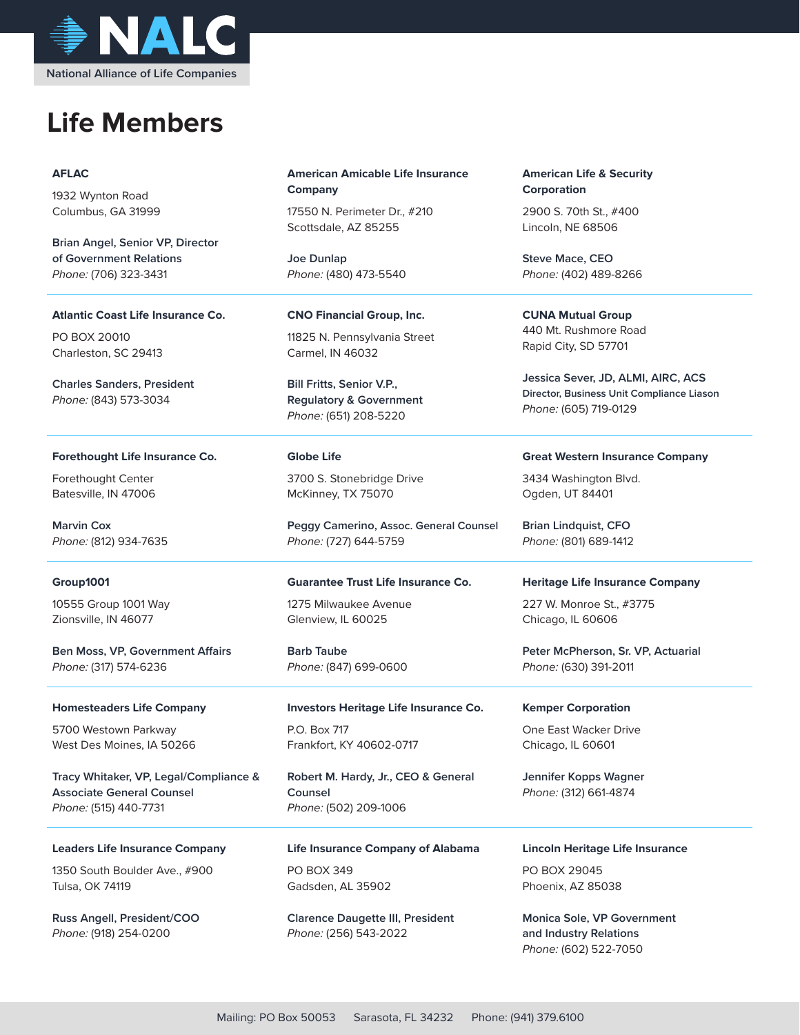National Alliance of Life Companies

# Life Members

**AFLAC**

1932 Wynton Road
Columbus, GA 31999

**Brian Angel, Senior VP, Director of Government Relations**
*Phone:* (706) 323-3431

**American Amicable Life Insurance Company**

17550 N. Perimeter Dr., #210
Scottsdale, AZ 85255

**Joe Dunlap**
*Phone:* (480) 473-5540

**American Life & Security Corporation**

2900 S. 70th St., #400
Lincoln, NE 68506

**Steve Mace, CEO**
*Phone:* (402) 489-8266

---

**Atlantic Coast Life Insurance Co.**

PO BOX 20010
Charleston, SC 29413

**Charles Sanders, President**
*Phone:* (843) 573-3034

**CNO Financial Group, Inc.**

11825 N. Pennsylvania Street
Carmel, IN 46032

**Bill Fritts, Senior V.P., Regulatory & Government**
*Phone:* (651) 208-5220

**CUNA Mutual Group**

440 Mt. Rushmore Road
Rapid City, SD 57701

**Jessica Sever, JD, ALMI, AIRC, ACS**
**Director, Business Unit Compliance Liason**
*Phone:* (605) 719-0129

---

**Forethought Life Insurance Co.**

Forethought Center
Batesville, IN 47006

**Marvin Cox**
*Phone:* (812) 934-7635

**Globe Life**

3700 S. Stonebridge Drive
McKinney, TX 75070

**Peggy Camerino, Assoc. General Counsel**
*Phone:* (727) 644-5759

**Great Western Insurance Company**

3434 Washington Blvd.
Ogden, UT 84401

**Brian Lindquist, CFO**
*Phone:* (801) 689-1412

---

**Group1001**

10555 Group 1001 Way
Zionsville, IN 46077

**Ben Moss, VP, Government Affairs**
*Phone:* (317) 574-6236

**Guarantee Trust Life Insurance Co.**

1275 Milwaukee Avenue
Glenview, IL 60025

**Barb Taube**
*Phone:* (847) 699-0600

**Heritage Life Insurance Company**

227 W. Monroe St., #3775
Chicago, IL 60606

**Peter McPherson, Sr. VP, Actuarial**
*Phone:* (630) 391-2011

---

**Homesteaders Life Company**

5700 Westown Parkway
West Des Moines, IA 50266

**Tracy Whitaker, VP, Legal/Compliance & Associate General Counsel**
*Phone:* (515) 440-7731

**Investors Heritage Life Insurance Co.**

P.O. Box 717
Frankfort, KY 40602-0717

**Robert M. Hardy, Jr., CEO & General Counsel**
*Phone:* (502) 209-1006

**Kemper Corporation**

One East Wacker Drive
Chicago, IL 60601

**Jennifer Kopps Wagner**
*Phone:* (312) 661-4874

---

**Leaders Life Insurance Company**

1350 South Boulder Ave., #900
Tulsa, OK 74119

**Russ Angell, President/COO**
*Phone:* (918) 254-0200

**Life Insurance Company of Alabama**

PO BOX 349
Gadsden, AL 35902

**Clarence Daugette III, President**
*Phone:* (256) 543-2022

**Lincoln Heritage Life Insurance**

PO BOX 29045
Phoenix, AZ 85038

**Monica Sole, VP Government and Industry Relations**
*Phone:* (602) 522-7050

Mailing: PO Box 50053 Sarasota, FL 34232 Phone: (941) 379.6100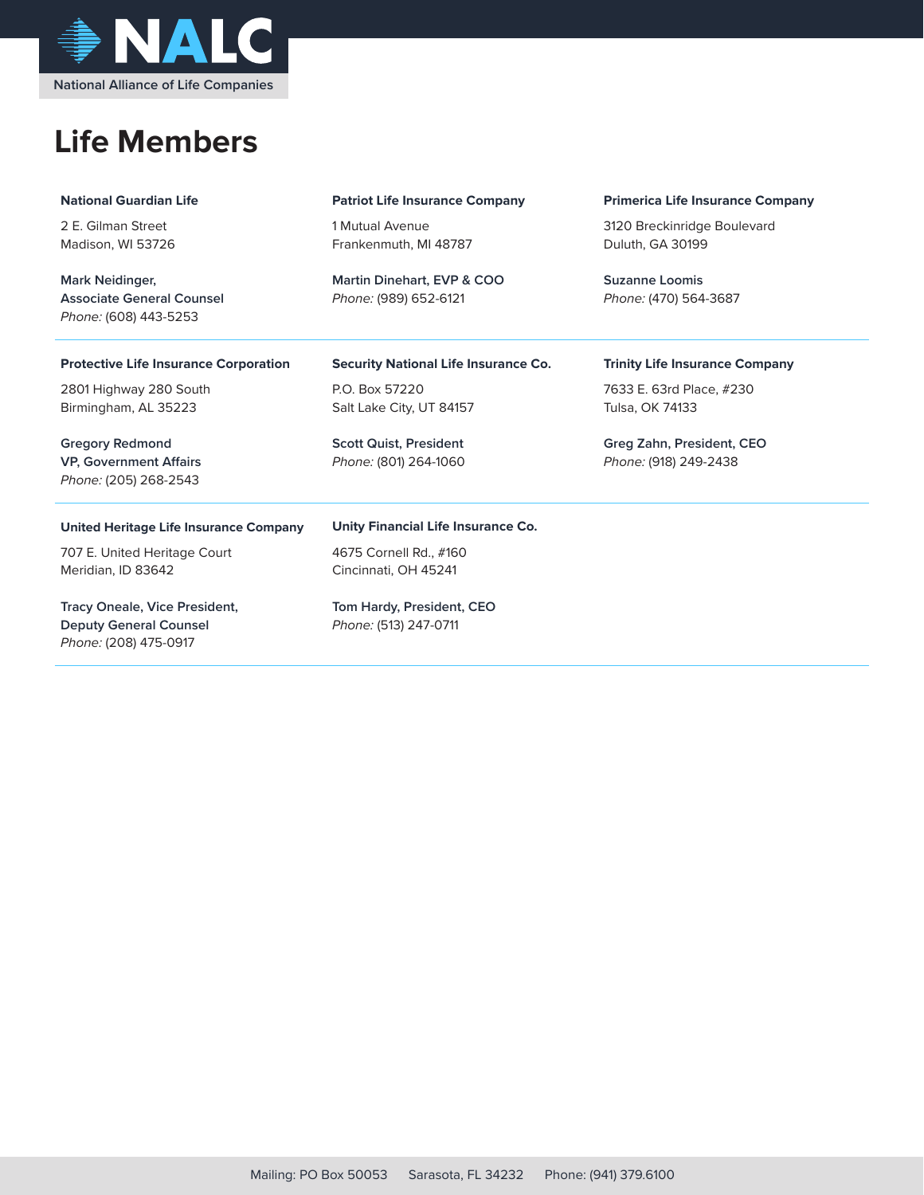# Life Members

**National Guardian Life**

2 E. Gilman Street
Madison, WI 53726

**Mark Neidinger,**
**Associate General Counsel**
*Phone:* (608) 443-5253

**Patriot Life Insurance Company**

1 Mutual Avenue
Frankenmuth, MI 48787

**Martin Dinehart, EVP & COO**
*Phone:* (989) 652-6121

**Primerica Life Insurance Company**

3120 Breckinridge Boulevard
Duluth, GA 30199

**Suzanne Loomis**
*Phone:* (470) 564-3687

**Protective Life Insurance Corporation**

2801 Highway 280 South
Birmingham, AL 35223

**Gregory Redmond**
**VP, Government Affairs**
*Phone:* (205) 268-2543

**Security National Life Insurance Co.**

P.O. Box 57220
Salt Lake City, UT 84157

**Scott Quist, President**
*Phone:* (801) 264-1060

**Trinity Life Insurance Company**

7633 E. 63rd Place, #230
Tulsa, OK 74133

**Greg Zahn, President, CEO**
*Phone:* (918) 249-2438

**United Heritage Life Insurance Company**

707 E. United Heritage Court
Meridian, ID 83642

**Tracy Oneale, Vice President,**
**Deputy General Counsel**
*Phone:* (208) 475-0917

**Unity Financial Life Insurance Co.**

4675 Cornell Rd., #160
Cincinnati, OH 45241

**Tom Hardy, President, CEO**
*Phone:* (513) 247-0711